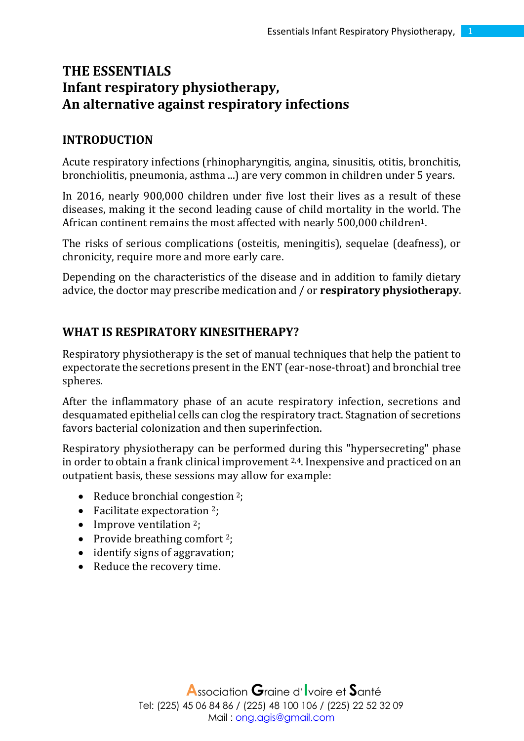# THE ESSENTIALS
# Infant respiratory physiotherapy,
# An alternative against respiratory infections

## INTRODUCTION

Acute respiratory infections (rhinopharyngitis, angina, sinusitis, otitis, bronchitis, bronchiolitis, pneumonia, asthma ...) are very common in children under 5 years.

In 2016, nearly 900,000 children under five lost their lives as a result of these diseases, making it the second leading cause of child mortality in the world. The African continent remains the most affected with nearly 500,000 children[1].

The risks of serious complications (osteitis, meningitis), sequelae (deafness), or chronicity, require more and more early care.

Depending on the characteristics of the disease and in addition to family dietary advice, the doctor may prescribe medication and / or **respiratory physiotherapy**.

## WHAT IS RESPIRATORY KINESITHERAPY?

Respiratory physiotherapy is the set of manual techniques that help the patient to expectorate the secretions present in the ENT (ear-nose-throat) and bronchial tree spheres.

After the inflammatory phase of an acute respiratory infection, secretions and desquamated epithelial cells can clog the respiratory tract. Stagnation of secretions favors bacterial colonization and then superinfection.

Respiratory physiotherapy can be performed during this "hypersecreting" phase in order to obtain a frank clinical improvement [2,4]. Inexpensive and practiced on an outpatient basis, these sessions may allow for example:

- Reduce bronchial congestion [2];
- Facilitate expectoration [2];
- Improve ventilation [2];
- Provide breathing comfort [2];
- identify signs of aggravation;
- Reduce the recovery time.

Association Graine d'Ivoire et Santé
Tel: (225) 45 06 84 86 / (225) 48 100 106 / (225) 22 52 32 09
Mail : ong.agis@gmail.com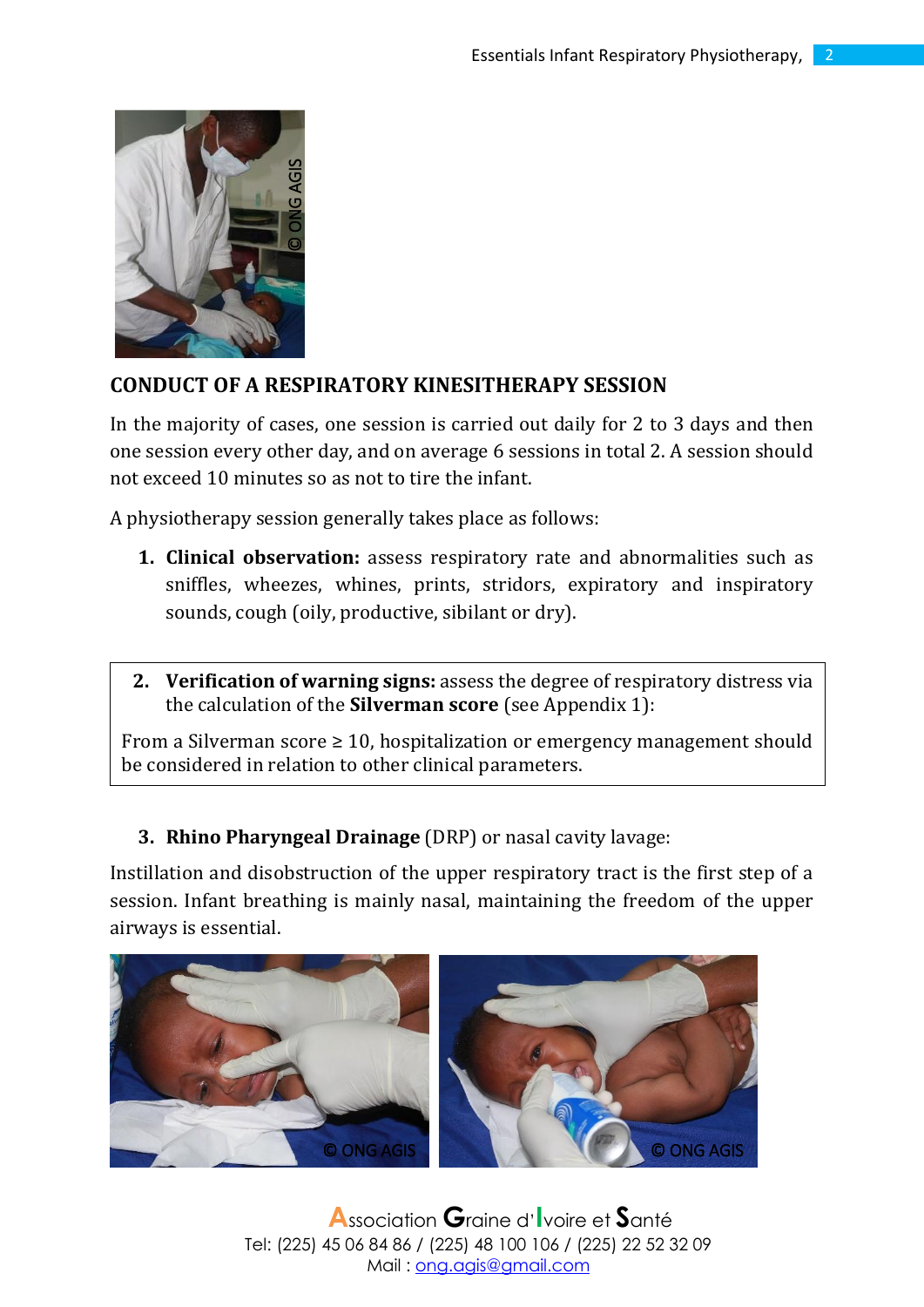## CONDUCT OF A RESPIRATORY KINESITHERAPY SESSION

In the majority of cases, one session is carried out daily for 2 to 3 days and then one session every other day, and on average 6 sessions in total 2. A session should not exceed 10 minutes so as not to tire the infant.

A physiotherapy session generally takes place as follows:

1. **Clinical observation:** assess respiratory rate and abnormalities such as sniffles, wheezes, whines, prints, stridors, expiratory and inspiratory sounds, cough (oily, productive, sibilant or dry).

2. **Verification of warning signs:** assess the degree of respiratory distress via the calculation of the **Silverman score** (see Appendix 1):

From a Silverman score ≥ 10, hospitalization or emergency management should be considered in relation to other clinical parameters.

3. **Rhino Pharyngeal Drainage** (DRP) or nasal cavity lavage:

Instillation and disobstruction of the upper respiratory tract is the first step of a session. Infant breathing is mainly nasal, maintaining the freedom of the upper airways is essential.

Association Graine d'Ivoire et Santé
Tel: (225) 45 06 84 86 / (225) 48 100 106 / (225) 22 52 32 09
Mail : ong.agis@gmail.com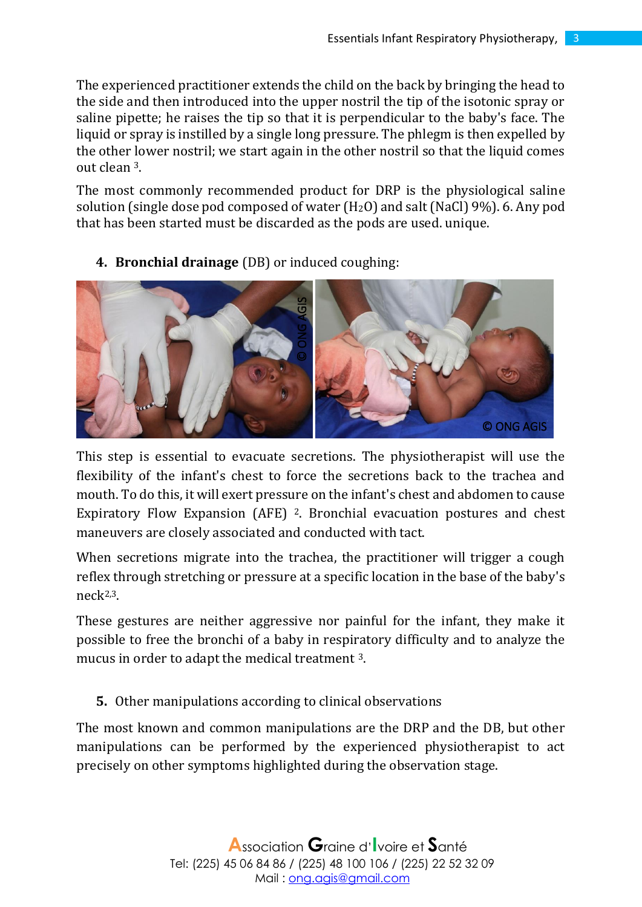The experienced practitioner extends the child on the back by bringing the head to the side and then introduced into the upper nostril the tip of the isotonic spray or saline pipette; he raises the tip so that it is perpendicular to the baby's face. The liquid or spray is instilled by a single long pressure. The phlegm is then expelled by the other lower nostril; we start again in the other nostril so that the liquid comes out clean [3].

The most commonly recommended product for DRP is the physiological saline solution (single dose pod composed of water ($H_2O$) and salt (NaCl) 9%). 6. Any pod that has been started must be discarded as the pods are used. unique.

4. **Bronchial drainage** (DB) or induced coughing:

This step is essential to evacuate secretions. The physiotherapist will use the flexibility of the infant's chest to force the secretions back to the trachea and mouth. To do this, it will exert pressure on the infant's chest and abdomen to cause Expiratory Flow Expansion (AFE) [2]. Bronchial evacuation postures and chest maneuvers are closely associated and conducted with tact.

When secretions migrate into the trachea, the practitioner will trigger a cough reflex through stretching or pressure at a specific location in the base of the baby's neck[2,3].

These gestures are neither aggressive nor painful for the infant, they make it possible to free the bronchi of a baby in respiratory difficulty and to analyze the mucus in order to adapt the medical treatment [3].

5. Other manipulations according to clinical observations

The most known and common manipulations are the DRP and the DB, but other manipulations can be performed by the experienced physiotherapist to act precisely on other symptoms highlighted during the observation stage.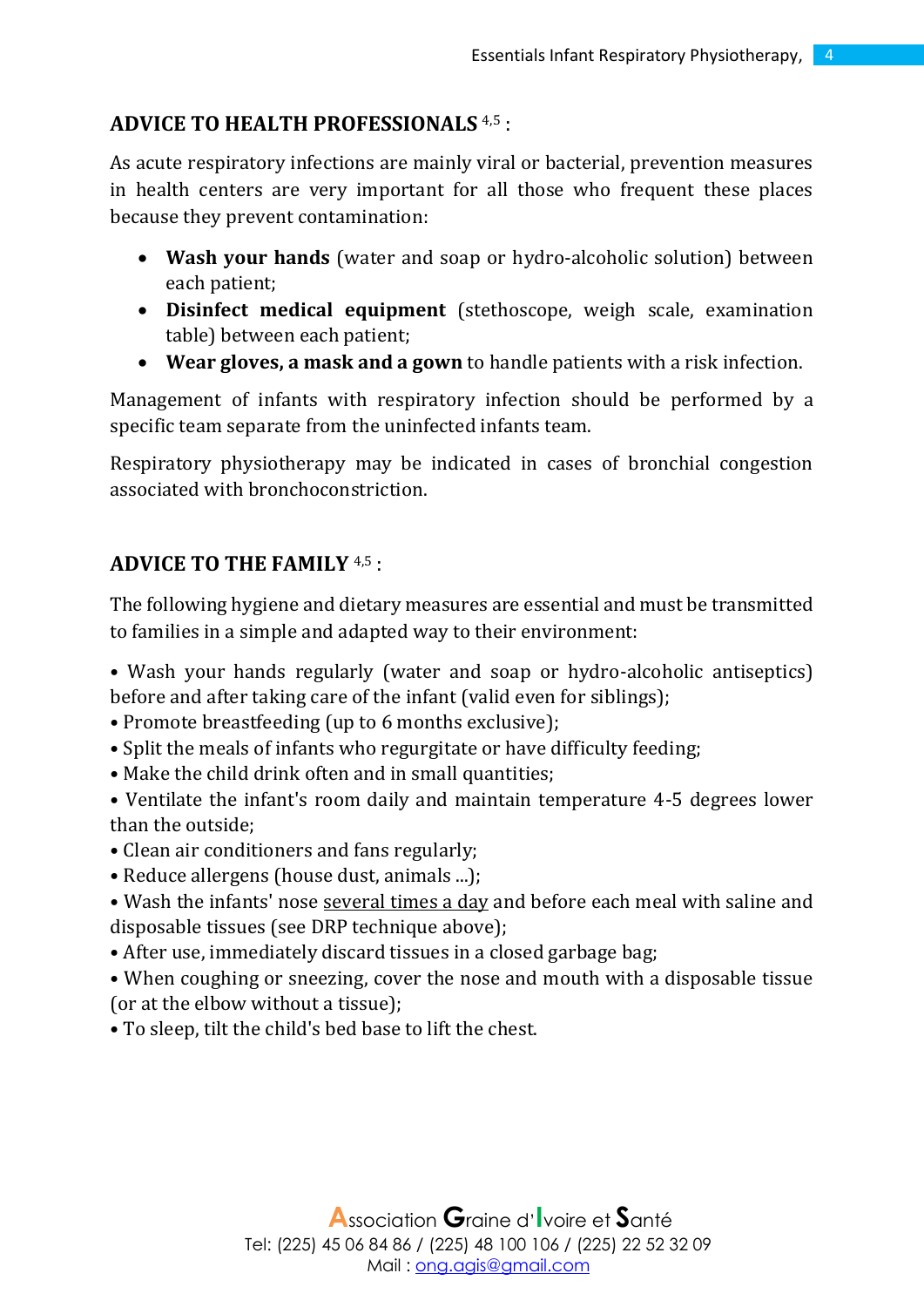## ADVICE TO HEALTH PROFESSIONALS [4,5] :

As acute respiratory infections are mainly viral or bacterial, prevention measures in health centers are very important for all those who frequent these places because they prevent contamination:

- **Wash your hands** (water and soap or hydro-alcoholic solution) between each patient;
- **Disinfect medical equipment** (stethoscope, weigh scale, examination table) between each patient;
- **Wear gloves, a mask and a gown** to handle patients with a risk infection.

Management of infants with respiratory infection should be performed by a specific team separate from the uninfected infants team.

Respiratory physiotherapy may be indicated in cases of bronchial congestion associated with bronchoconstriction.

## ADVICE TO THE FAMILY [4,5] :

The following hygiene and dietary measures are essential and must be transmitted to families in a simple and adapted way to their environment:

- Wash your hands regularly (water and soap or hydro-alcoholic antiseptics) before and after taking care of the infant (valid even for siblings);
- Promote breastfeeding (up to 6 months exclusive);
- Split the meals of infants who regurgitate or have difficulty feeding;
- Make the child drink often and in small quantities;
- Ventilate the infant's room daily and maintain temperature 4-5 degrees lower than the outside;
- Clean air conditioners and fans regularly;
- Reduce allergens (house dust, animals ...);
- Wash the infants' nose <u>several times a day</u> and before each meal with saline and disposable tissues (see DRP technique above);
- After use, immediately discard tissues in a closed garbage bag;
- When coughing or sneezing, cover the nose and mouth with a disposable tissue (or at the elbow without a tissue);
- To sleep, tilt the child's bed base to lift the chest.

Association Graine d'Ivoire et Santé
Tel: (225) 45 06 84 86 / (225) 48 100 106 / (225) 22 52 32 09
Mail : ong.agis@gmail.com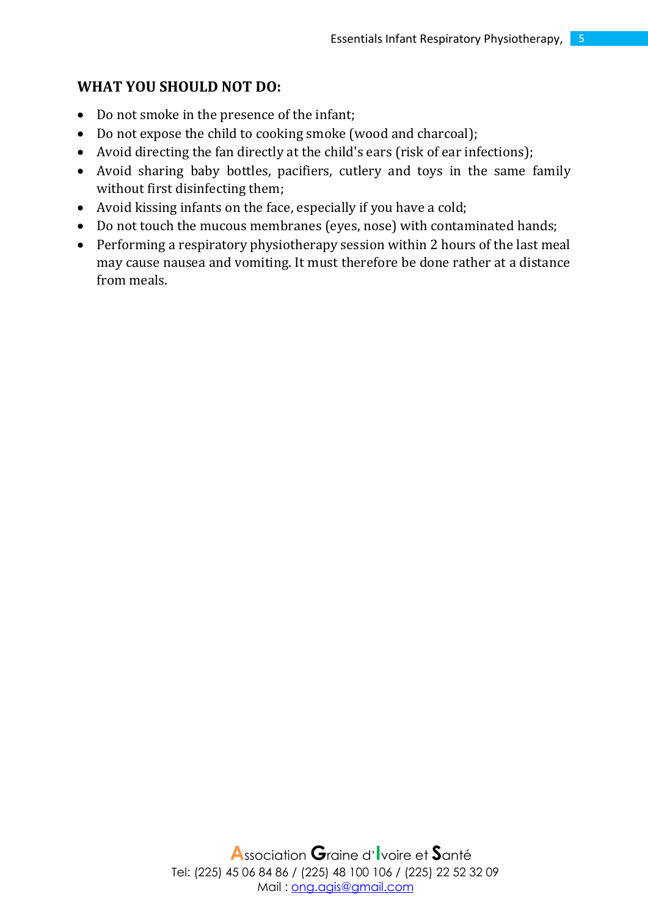## WHAT YOU SHOULD NOT DO:

- Do not smoke in the presence of the infant;
- Do not expose the child to cooking smoke (wood and charcoal);
- Avoid directing the fan directly at the child's ears (risk of ear infections);
- Avoid sharing baby bottles, pacifiers, cutlery and toys in the same family without first disinfecting them;
- Avoid kissing infants on the face, especially if you have a cold;
- Do not touch the mucous membranes (eyes, nose) with contaminated hands;
- Performing a respiratory physiotherapy session within 2 hours of the last meal may cause nausea and vomiting. It must therefore be done rather at a distance from meals.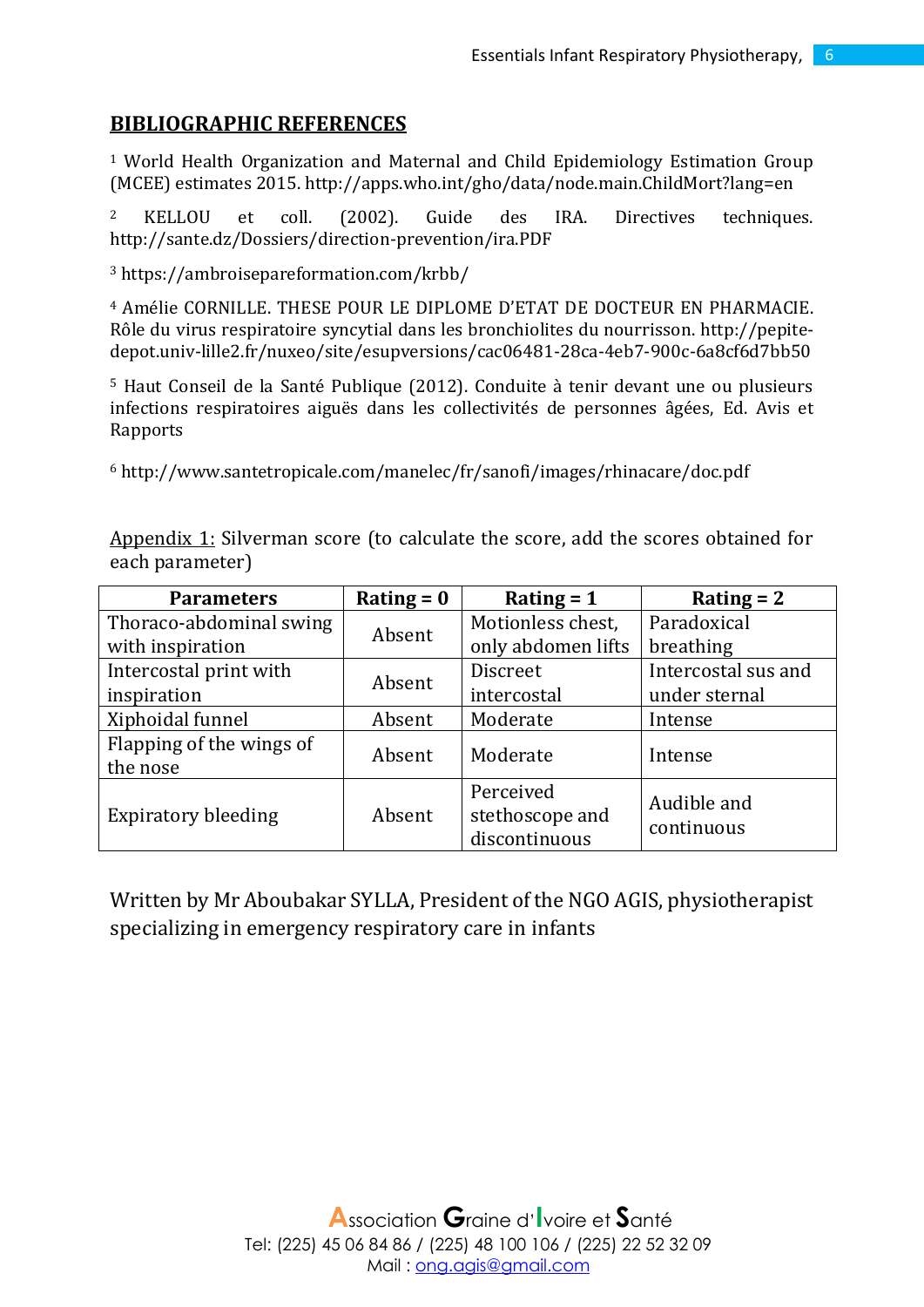## BIBLIOGRAPHIC REFERENCES

[1] World Health Organization and Maternal and Child Epidemiology Estimation Group (MCEE) estimates 2015. http://apps.who.int/gho/data/node.main.ChildMort?lang=en

[2] KELLOU et coll. (2002). Guide des IRA. Directives techniques. http://sante.dz/Dossiers/direction-prevention/ira.PDF

[3] https://ambroisepareformation.com/krbb/

[4] Amélie CORNILLE. THESE POUR LE DIPLOME D'ETAT DE DOCTEUR EN PHARMACIE. Rôle du virus respiratoire syncytial dans les bronchiolites du nourrisson. http://pepite-depot.univ-lille2.fr/nuxeo/site/esupversions/cac06481-28ca-4eb7-900c-6a8cf6d7bb50

[5] Haut Conseil de la Santé Publique (2012). Conduite à tenir devant une ou plusieurs infections respiratoires aiguës dans les collectivités de personnes âgées, Ed. Avis et Rapports

[6] http://www.santetropicale.com/manelec/fr/sanofi/images/rhinacare/doc.pdf

Appendix 1: Silverman score (to calculate the score, add the scores obtained for each parameter)

| Parameters | Rating = 0 | Rating = 1 | Rating = 2 |
|---|---|---|---|
| Thoraco-abdominal swing with inspiration | Absent | Motionless chest, only abdomen lifts | Paradoxical breathing |
| Intercostal print with inspiration | Absent | Discreet intercostal | Intercostal sus and under sternal |
| Xiphoidal funnel | Absent | Moderate | Intense |
| Flapping of the wings of the nose | Absent | Moderate | Intense |
| Expiratory bleeding | Absent | Perceived stethoscope and discontinuous | Audible and continuous |

Written by Mr Aboubakar SYLLA, President of the NGO AGIS, physiotherapist specializing in emergency respiratory care in infants

Association Graine d'Ivoire et Santé
Tel: (225) 45 06 84 86 / (225) 48 100 106 / (225) 22 52 32 09
Mail : ong.agis@gmail.com